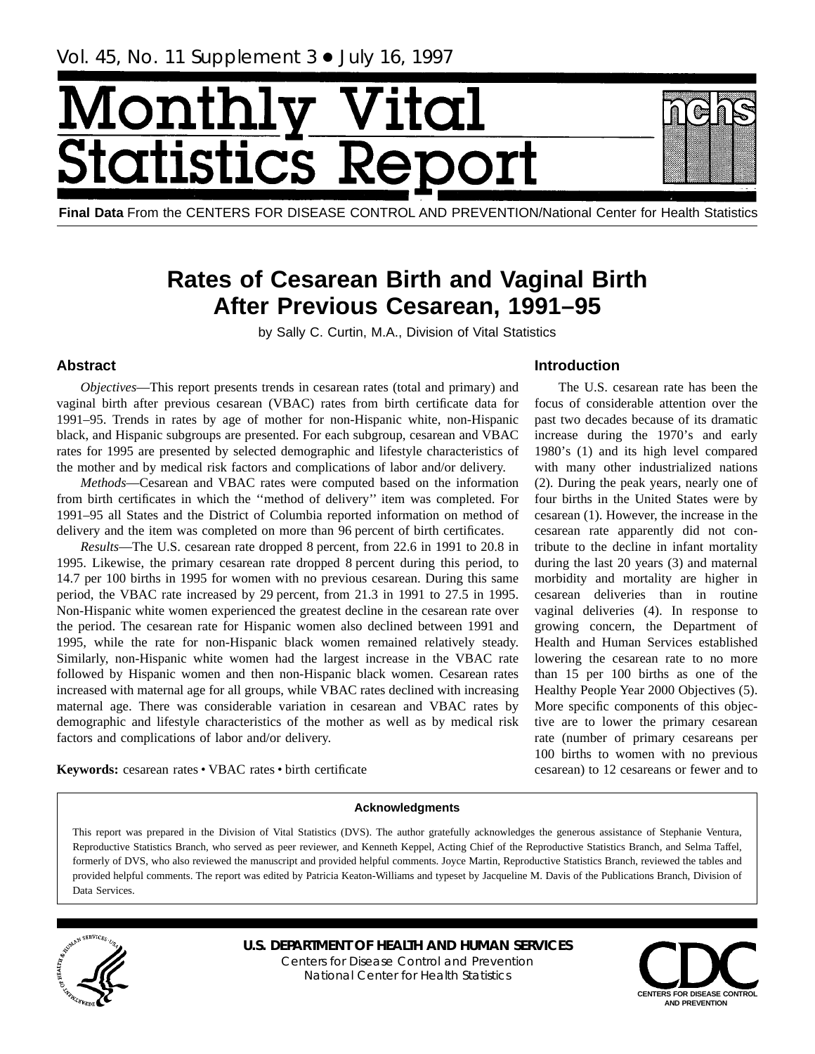Vol. 45, No. 11 Supplement 3 • July 16, 1997

# Monthly Vital Statistics Report

**Final Data** From the CENTERS FOR DISEASE CONTROL AND PREVENTION/National Center for Health Statistics

# Rates of Cesarean Birth and Vaginal Birth After Previous Cesarean, 1991–95

by Sally C. Curtin, M.A., Division of Vital Statistics

## Abstract

*Objectives*—This report presents trends in cesarean rates (total and primary) and vaginal birth after previous cesarean (VBAC) rates from birth certificate data for 1991–95. Trends in rates by age of mother for non-Hispanic white, non-Hispanic black, and Hispanic subgroups are presented. For each subgroup, cesarean and VBAC rates for 1995 are presented by selected demographic and lifestyle characteristics of the mother and by medical risk factors and complications of labor and/or delivery.

*Methods*—Cesarean and VBAC rates were computed based on the information from birth certificates in which the ''method of delivery'' item was completed. For 1991–95 all States and the District of Columbia reported information on method of delivery and the item was completed on more than 96 percent of birth certificates.

*Results*—The U.S. cesarean rate dropped 8 percent, from 22.6 in 1991 to 20.8 in 1995. Likewise, the primary cesarean rate dropped 8 percent during this period, to 14.7 per 100 births in 1995 for women with no previous cesarean. During this same period, the VBAC rate increased by 29 percent, from 21.3 in 1991 to 27.5 in 1995. Non-Hispanic white women experienced the greatest decline in the cesarean rate over the period. The cesarean rate for Hispanic women also declined between 1991 and 1995, while the rate for non-Hispanic black women remained relatively steady. Similarly, non-Hispanic white women had the largest increase in the VBAC rate followed by Hispanic women and then non-Hispanic black women. Cesarean rates increased with maternal age for all groups, while VBAC rates declined with increasing maternal age. There was considerable variation in cesarean and VBAC rates by demographic and lifestyle characteristics of the mother as well as by medical risk factors and complications of labor and/or delivery.

**Keywords:** cesarean rates • VBAC rates • birth certificate

## Introduction

The U.S. cesarean rate has been the focus of considerable attention over the past two decades because of its dramatic increase during the 1970's and early 1980's (1) and its high level compared with many other industrialized nations (2). During the peak years, nearly one of four births in the United States were by cesarean (1). However, the increase in the cesarean rate apparently did not contribute to the decline in infant mortality during the last 20 years (3) and maternal morbidity and mortality are higher in cesarean deliveries than in routine vaginal deliveries (4). In response to growing concern, the Department of Health and Human Services established lowering the cesarean rate to no more than 15 per 100 births as one of the Healthy People Year 2000 Objectives (5). More specific components of this objective are to lower the primary cesarean rate (number of primary cesareans per 100 births to women with no previous cesarean) to 12 cesareans or fewer and to

### Acknowledgments

This report was prepared in the Division of Vital Statistics (DVS). The author gratefully acknowledges the generous assistance of Stephanie Ventura, Reproductive Statistics Branch, who served as peer reviewer, and Kenneth Keppel, Acting Chief of the Reproductive Statistics Branch, and Selma Taffel, formerly of DVS, who also reviewed the manuscript and provided helpful comments. Joyce Martin, Reproductive Statistics Branch, reviewed the tables and provided helpful comments. The report was edited by Patricia Keaton-Williams and typeset by Jacqueline M. Davis of the Publications Branch, Division of Data Services.

**U.S. DEPARTMENT OF HEALTH AND HUMAN SERVICES**
Centers for Disease Control and Prevention
National Center for Health Statistics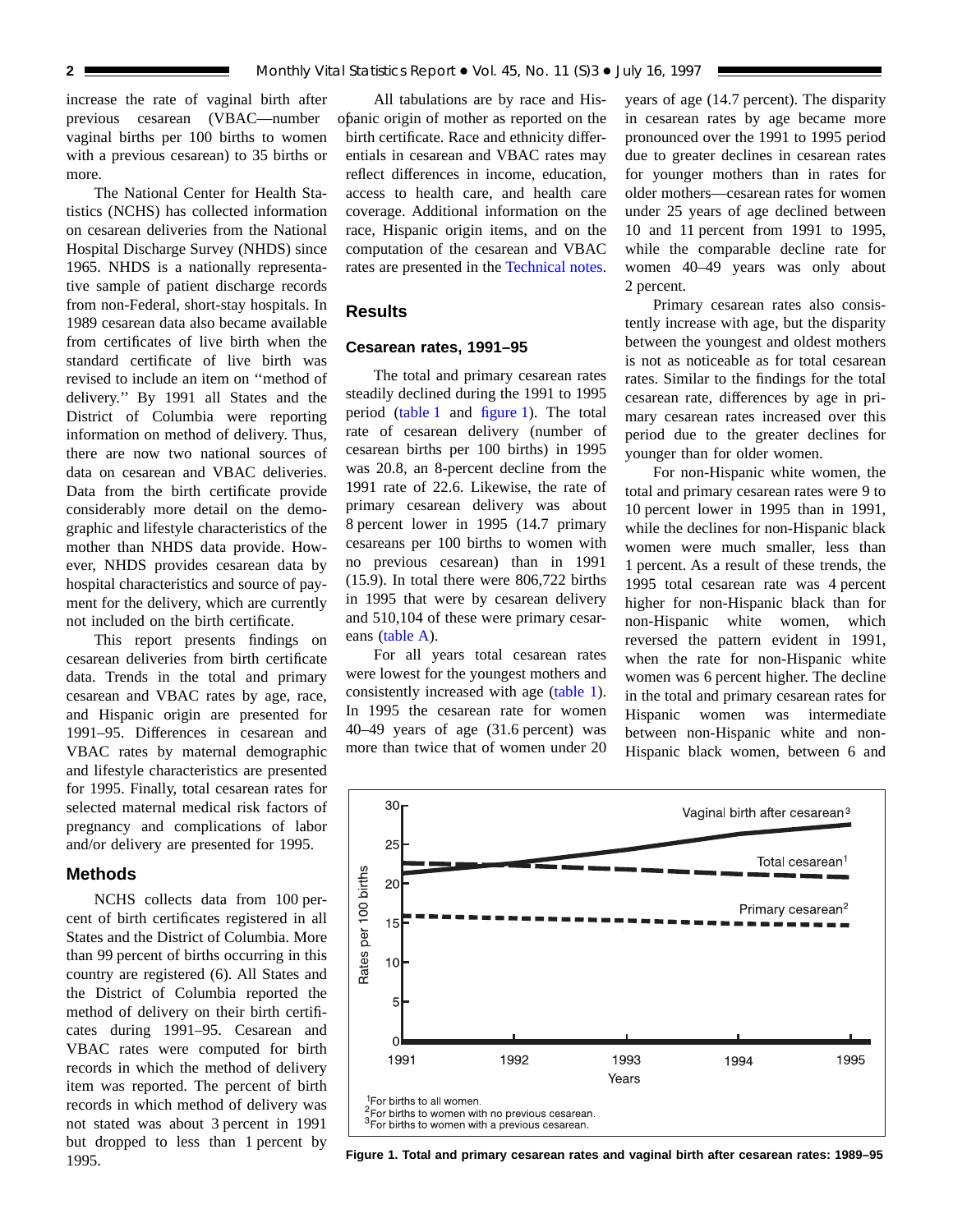increase the rate of vaginal birth after previous cesarean (VBAC—number vaginal births per 100 births to women with a previous cesarean) to 35 births or more.

The National Center for Health Statistics (NCHS) has collected information on cesarean deliveries from the National Hospital Discharge Survey (NHDS) since 1965. NHDS is a nationally representative sample of patient discharge records from non-Federal, short-stay hospitals. In 1989 cesarean data also became available from certificates of live birth when the standard certificate of live birth was revised to include an item on ''method of delivery.'' By 1991 all States and the District of Columbia were reporting information on method of delivery. Thus, there are now two national sources of data on cesarean and VBAC deliveries. Data from the birth certificate provide considerably more detail on the demographic and lifestyle characteristics of the mother than NHDS data provide. However, NHDS provides cesarean data by hospital characteristics and source of payment for the delivery, which are currently not included on the birth certificate.

This report presents findings on cesarean deliveries from birth certificate data. Trends in the total and primary cesarean and VBAC rates by age, race, and Hispanic origin are presented for 1991–95. Differences in cesarean and VBAC rates by maternal demographic and lifestyle characteristics are presented for 1995. Finally, total cesarean rates for selected maternal medical risk factors of pregnancy and complications of labor and/or delivery are presented for 1995.

## Methods

NCHS collects data from 100 percent of birth certificates registered in all States and the District of Columbia. More than 99 percent of births occurring in this country are registered (6). All States and the District of Columbia reported the method of delivery on their birth certificates during 1991–95. Cesarean and VBAC rates were computed for birth records in which the method of delivery item was reported. The percent of birth records in which method of delivery was not stated was about 3 percent in 1991 but dropped to less than 1 percent by 1995.

All tabulations are by race and Hispanic origin of mother as reported on the birth certificate. Race and ethnicity differentials in cesarean and VBAC rates may reflect differences in income, education, access to health care, and health care coverage. Additional information on the race, Hispanic origin items, and on the computation of the cesarean and VBAC rates are presented in the Technical notes.

## Results

### Cesarean rates, 1991–95

The total and primary cesarean rates steadily declined during the 1991 to 1995 period (table 1 and figure 1). The total rate of cesarean delivery (number of cesarean births per 100 births) in 1995 was 20.8, an 8-percent decline from the 1991 rate of 22.6. Likewise, the rate of primary cesarean delivery was about 8 percent lower in 1995 (14.7 primary cesareans per 100 births to women with no previous cesarean) than in 1991 (15.9). In total there were 806,722 births in 1995 that were by cesarean delivery and 510,104 of these were primary cesareans (table A).

For all years total cesarean rates were lowest for the youngest mothers and consistently increased with age (table 1). In 1995 the cesarean rate for women 40–49 years of age (31.6 percent) was more than twice that of women under 20 years of age (14.7 percent). The disparity in cesarean rates by age became more pronounced over the 1991 to 1995 period due to greater declines in cesarean rates for younger mothers than in rates for older mothers—cesarean rates for women under 25 years of age declined between 10 and 11 percent from 1991 to 1995, while the comparable decline rate for women 40–49 years was only about 2 percent.

Primary cesarean rates also consistently increase with age, but the disparity between the youngest and oldest mothers is not as noticeable as for total cesarean rates. Similar to the findings for the total cesarean rate, differences by age in primary cesarean rates increased over this period due to the greater declines for younger than for older women.

For non-Hispanic white women, the total and primary cesarean rates were 9 to 10 percent lower in 1995 than in 1991, while the declines for non-Hispanic black women were much smaller, less than 1 percent. As a result of these trends, the 1995 total cesarean rate was 4 percent higher for non-Hispanic black than for non-Hispanic white women, which reversed the pattern evident in 1991, when the rate for non-Hispanic white women was 6 percent higher. The decline in the total and primary cesarean rates for Hispanic women was intermediate between non-Hispanic white and non-Hispanic black women, between 6 and

[1]For births to all women.
[2]For births to women with no previous cesarean.
[3]For births to women with a previous cesarean.

**Figure 1. Total and primary cesarean rates and vaginal birth after cesarean rates: 1989–95**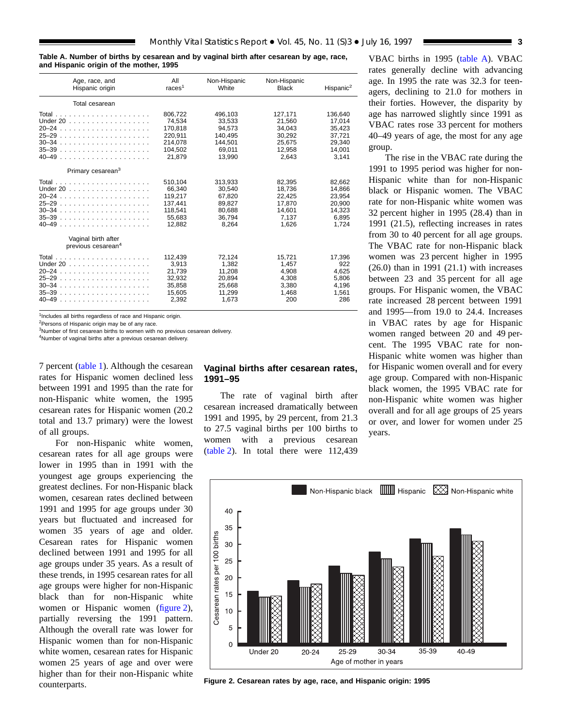**Table A. Number of births by cesarean and by vaginal birth after cesarean by age, race, and Hispanic origin of the mother, 1995**

| Age, race, and Hispanic origin | All races[1] | Non-Hispanic White | Non-Hispanic Black | Hispanic[2] |
|---|---|---|---|---|
| Total cesarean | | | | |
| Total | 806,722 | 496,103 | 127,171 | 136,640 |
| Under 20 | 74,534 | 33,533 | 21,560 | 17,014 |
| 20–24 | 170,818 | 94,573 | 34,043 | 35,423 |
| 25–29 | 220,911 | 140,495 | 30,292 | 37,721 |
| 30–34 | 214,078 | 144,501 | 25,675 | 29,340 |
| 35–39 | 104,502 | 69,011 | 12,958 | 14,001 |
| 40–49 | 21,879 | 13,990 | 2,643 | 3,141 |
| Primary cesarean[3] | | | | |
| Total | 510,104 | 313,933 | 82,395 | 82,662 |
| Under 20 | 66,340 | 30,540 | 18,736 | 14,866 |
| 20–24 | 119,217 | 67,820 | 22,425 | 23,954 |
| 25–29 | 137,441 | 89,827 | 17,870 | 20,900 |
| 30–34 | 118,541 | 80,688 | 14,601 | 14,323 |
| 35–39 | 55,683 | 36,794 | 7,137 | 6,895 |
| 40–49 | 12,882 | 8,264 | 1,626 | 1,724 |
| Vaginal birth after previous cesarean[4] | | | | |
| Total | 112,439 | 72,124 | 15,721 | 17,396 |
| Under 20 | 3,913 | 1,382 | 1,457 | 922 |
| 20–24 | 21,739 | 11,208 | 4,908 | 4,625 |
| 25–29 | 32,932 | 20,894 | 4,308 | 5,806 |
| 30–34 | 35,858 | 25,668 | 3,380 | 4,196 |
| 35–39 | 15,605 | 11,299 | 1,468 | 1,561 |
| 40–49 | 2,392 | 1,673 | 200 | 286 |

[1]Includes all births regardless of race and Hispanic origin.
[2]Persons of Hispanic origin may be of any race.
[3]Number of first cesarean births to women with no previous cesarean delivery.
[4]Number of vaginal births after a previous cesarean delivery.

7 percent (table 1). Although the cesarean rates for Hispanic women declined less between 1991 and 1995 than the rate for non-Hispanic white women, the 1995 cesarean rates for Hispanic women (20.2 total and 13.7 primary) were the lowest of all groups.

For non-Hispanic white women, cesarean rates for all age groups were lower in 1995 than in 1991 with the youngest age groups experiencing the greatest declines. For non-Hispanic black women, cesarean rates declined between 1991 and 1995 for age groups under 30 years but fluctuated and increased for women 35 years of age and older. Cesarean rates for Hispanic women declined between 1991 and 1995 for all age groups under 35 years. As a result of these trends, in 1995 cesarean rates for all age groups were higher for non-Hispanic black than for non-Hispanic white women or Hispanic women (figure 2), partially reversing the 1991 pattern. Although the overall rate was lower for Hispanic women than for non-Hispanic white women, cesarean rates for Hispanic women 25 years of age and over were higher than for their non-Hispanic white counterparts.

## Vaginal births after cesarean rates, 1991–95

The rate of vaginal birth after cesarean increased dramatically between 1991 and 1995, by 29 percent, from 21.3 to 27.5 vaginal births per 100 births to women with a previous cesarean (table 2). In total there were 112,439 VBAC births in 1995 (table A). VBAC rates generally decline with advancing age. In 1995 the rate was 32.3 for teenagers, declining to 21.0 for mothers in their forties. However, the disparity by age has narrowed slightly since 1991 as VBAC rates rose 33 percent for mothers 40–49 years of age, the most for any age group.

The rise in the VBAC rate during the 1991 to 1995 period was higher for non-Hispanic white than for non-Hispanic black or Hispanic women. The VBAC rate for non-Hispanic white women was 32 percent higher in 1995 (28.4) than in 1991 (21.5), reflecting increases in rates from 30 to 40 percent for all age groups. The VBAC rate for non-Hispanic black women was 23 percent higher in 1995 (26.0) than in 1991 (21.1) with increases between 23 and 35 percent for all age groups. For Hispanic women, the VBAC rate increased 28 percent between 1991 and 1995—from 19.0 to 24.4. Increases in VBAC rates by age for Hispanic women ranged between 20 and 49 percent. The 1995 VBAC rate for non-Hispanic white women was higher than for Hispanic women overall and for every age group. Compared with non-Hispanic black women, the 1995 VBAC rate for non-Hispanic white women was higher overall and for all age groups of 25 years or over, and lower for women under 25 years.

**Figure 2. Cesarean rates by age, race, and Hispanic origin: 1995**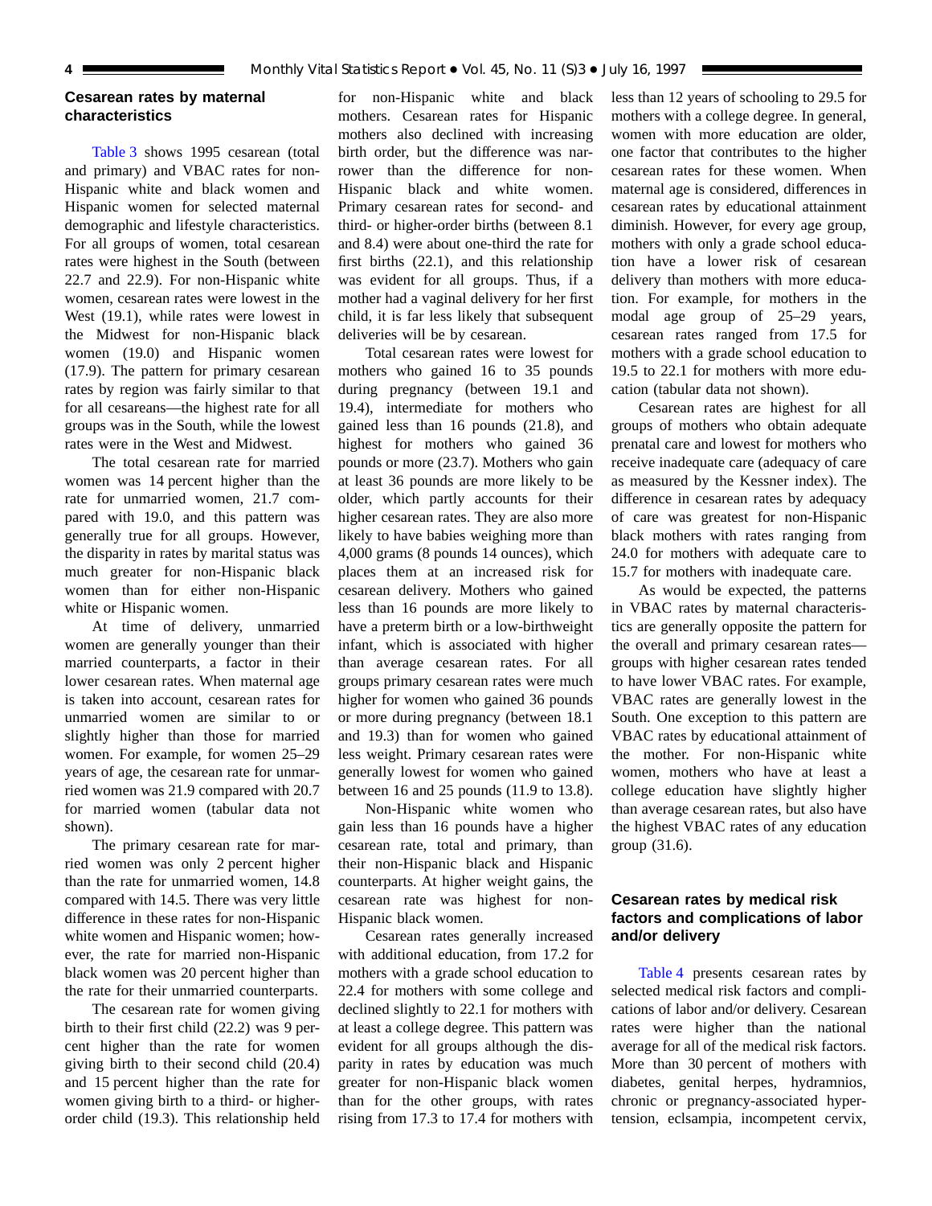## Cesarean rates by maternal characteristics

Table 3 shows 1995 cesarean (total and primary) and VBAC rates for non-Hispanic white and black women and Hispanic women for selected maternal demographic and lifestyle characteristics. For all groups of women, total cesarean rates were highest in the South (between 22.7 and 22.9). For non-Hispanic white women, cesarean rates were lowest in the West (19.1), while rates were lowest in the Midwest for non-Hispanic black women (19.0) and Hispanic women (17.9). The pattern for primary cesarean rates by region was fairly similar to that for all cesareans—the highest rate for all groups was in the South, while the lowest rates were in the West and Midwest.

The total cesarean rate for married women was 14 percent higher than the rate for unmarried women, 21.7 compared with 19.0, and this pattern was generally true for all groups. However, the disparity in rates by marital status was much greater for non-Hispanic black women than for either non-Hispanic white or Hispanic women.

At time of delivery, unmarried women are generally younger than their married counterparts, a factor in their lower cesarean rates. When maternal age is taken into account, cesarean rates for unmarried women are similar to or slightly higher than those for married women. For example, for women 25–29 years of age, the cesarean rate for unmarried women was 21.9 compared with 20.7 for married women (tabular data not shown).

The primary cesarean rate for married women was only 2 percent higher than the rate for unmarried women, 14.8 compared with 14.5. There was very little difference in these rates for non-Hispanic white women and Hispanic women; however, the rate for married non-Hispanic black women was 20 percent higher than the rate for their unmarried counterparts.

The cesarean rate for women giving birth to their first child (22.2) was 9 percent higher than the rate for women giving birth to their second child (20.4) and 15 percent higher than the rate for women giving birth to a third- or higher-order child (19.3). This relationship held for non-Hispanic white and black mothers. Cesarean rates for Hispanic mothers also declined with increasing birth order, but the difference was narrower than the difference for non-Hispanic black and white women. Primary cesarean rates for second- and third- or higher-order births (between 8.1 and 8.4) were about one-third the rate for first births (22.1), and this relationship was evident for all groups. Thus, if a mother had a vaginal delivery for her first child, it is far less likely that subsequent deliveries will be by cesarean.

Total cesarean rates were lowest for mothers who gained 16 to 35 pounds during pregnancy (between 19.1 and 19.4), intermediate for mothers who gained less than 16 pounds (21.8), and highest for mothers who gained 36 pounds or more (23.7). Mothers who gain at least 36 pounds are more likely to be older, which partly accounts for their higher cesarean rates. They are also more likely to have babies weighing more than 4,000 grams (8 pounds 14 ounces), which places them at an increased risk for cesarean delivery. Mothers who gained less than 16 pounds are more likely to have a preterm birth or a low-birthweight infant, which is associated with higher than average cesarean rates. For all groups primary cesarean rates were much higher for women who gained 36 pounds or more during pregnancy (between 18.1 and 19.3) than for women who gained less weight. Primary cesarean rates were generally lowest for women who gained between 16 and 25 pounds (11.9 to 13.8).

Non-Hispanic white women who gain less than 16 pounds have a higher cesarean rate, total and primary, than their non-Hispanic black and Hispanic counterparts. At higher weight gains, the cesarean rate was highest for non-Hispanic black women.

Cesarean rates generally increased with additional education, from 17.2 for mothers with a grade school education to 22.4 for mothers with some college and declined slightly to 22.1 for mothers with at least a college degree. This pattern was evident for all groups although the disparity in rates by education was much greater for non-Hispanic black women than for the other groups, with rates rising from 17.3 to 17.4 for mothers with less than 12 years of schooling to 29.5 for mothers with a college degree. In general, women with more education are older, one factor that contributes to the higher cesarean rates for these women. When maternal age is considered, differences in cesarean rates by educational attainment diminish. However, for every age group, mothers with only a grade school education have a lower risk of cesarean delivery than mothers with more education. For example, for mothers in the modal age group of 25–29 years, cesarean rates ranged from 17.5 for mothers with a grade school education to 19.5 to 22.1 for mothers with more education (tabular data not shown).

Cesarean rates are highest for all groups of mothers who obtain adequate prenatal care and lowest for mothers who receive inadequate care (adequacy of care as measured by the Kessner index). The difference in cesarean rates by adequacy of care was greatest for non-Hispanic black mothers with rates ranging from 24.0 for mothers with adequate care to 15.7 for mothers with inadequate care.

As would be expected, the patterns in VBAC rates by maternal characteristics are generally opposite the pattern for the overall and primary cesarean rates—groups with higher cesarean rates tended to have lower VBAC rates. For example, VBAC rates are generally lowest in the South. One exception to this pattern are VBAC rates by educational attainment of the mother. For non-Hispanic white women, mothers who have at least a college education have slightly higher than average cesarean rates, but also have the highest VBAC rates of any education group (31.6).

## Cesarean rates by medical risk factors and complications of labor and/or delivery

Table 4 presents cesarean rates by selected medical risk factors and complications of labor and/or delivery. Cesarean rates were higher than the national average for all of the medical risk factors. More than 30 percent of mothers with diabetes, genital herpes, hydramnios, chronic or pregnancy-associated hypertension, eclsampia, incompetent cervix,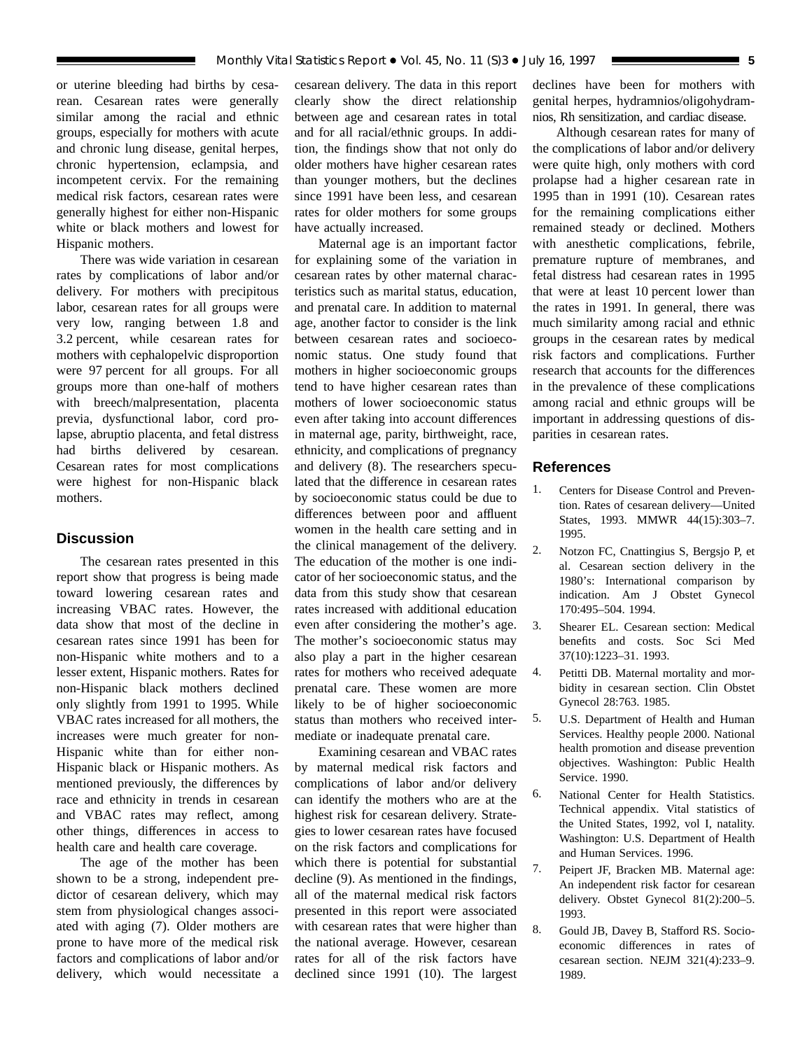or uterine bleeding had births by cesarean. Cesarean rates were generally similar among the racial and ethnic groups, especially for mothers with acute and chronic lung disease, genital herpes, chronic hypertension, eclampsia, and incompetent cervix. For the remaining medical risk factors, cesarean rates were generally highest for either non-Hispanic white or black mothers and lowest for Hispanic mothers.

There was wide variation in cesarean rates by complications of labor and/or delivery. For mothers with precipitous labor, cesarean rates for all groups were very low, ranging between 1.8 and 3.2 percent, while cesarean rates for mothers with cephalopelvic disproportion were 97 percent for all groups. For all groups more than one-half of mothers with breech/malpresentation, placenta previa, dysfunctional labor, cord prolapse, abruptio placenta, and fetal distress had births delivered by cesarean. Cesarean rates for most complications were highest for non-Hispanic black mothers.

## Discussion

The cesarean rates presented in this report show that progress is being made toward lowering cesarean rates and increasing VBAC rates. However, the data show that most of the decline in cesarean rates since 1991 has been for non-Hispanic white mothers and to a lesser extent, Hispanic mothers. Rates for non-Hispanic black mothers declined only slightly from 1991 to 1995. While VBAC rates increased for all mothers, the increases were much greater for non-Hispanic white than for either non-Hispanic black or Hispanic mothers. As mentioned previously, the differences by race and ethnicity in trends in cesarean and VBAC rates may reflect, among other things, differences in access to health care and health care coverage.

The age of the mother has been shown to be a strong, independent predictor of cesarean delivery, which may stem from physiological changes associated with aging (7). Older mothers are prone to have more of the medical risk factors and complications of labor and/or delivery, which would necessitate a cesarean delivery. The data in this report clearly show the direct relationship between age and cesarean rates in total and for all racial/ethnic groups. In addition, the findings show that not only do older mothers have higher cesarean rates than younger mothers, but the declines since 1991 have been less, and cesarean rates for older mothers for some groups have actually increased.

Maternal age is an important factor for explaining some of the variation in cesarean rates by other maternal characteristics such as marital status, education, and prenatal care. In addition to maternal age, another factor to consider is the link between cesarean rates and socioeconomic status. One study found that mothers in higher socioeconomic groups tend to have higher cesarean rates than mothers of lower socioeconomic status even after taking into account differences in maternal age, parity, birthweight, race, ethnicity, and complications of pregnancy and delivery (8). The researchers speculated that the difference in cesarean rates by socioeconomic status could be due to differences between poor and affluent women in the health care setting and in the clinical management of the delivery. The education of the mother is one indicator of her socioeconomic status, and the data from this study show that cesarean rates increased with additional education even after considering the mother's age. The mother's socioeconomic status may also play a part in the higher cesarean rates for mothers who received adequate prenatal care. These women are more likely to be of higher socioeconomic status than mothers who received intermediate or inadequate prenatal care.

Examining cesarean and VBAC rates by maternal medical risk factors and complications of labor and/or delivery can identify the mothers who are at the highest risk for cesarean delivery. Strategies to lower cesarean rates have focused on the risk factors and complications for which there is potential for substantial decline (9). As mentioned in the findings, all of the maternal medical risk factors presented in this report were associated with cesarean rates that were higher than the national average. However, cesarean rates for all of the risk factors have declined since 1991 (10). The largest declines have been for mothers with genital herpes, hydramnios/oligohydramnios, Rh sensitization, and cardiac disease.

Although cesarean rates for many of the complications of labor and/or delivery were quite high, only mothers with cord prolapse had a higher cesarean rate in 1995 than in 1991 (10). Cesarean rates for the remaining complications either remained steady or declined. Mothers with anesthetic complications, febrile, premature rupture of membranes, and fetal distress had cesarean rates in 1995 that were at least 10 percent lower than the rates in 1991. In general, there was much similarity among racial and ethnic groups in the cesarean rates by medical risk factors and complications. Further research that accounts for the differences in the prevalence of these complications among racial and ethnic groups will be important in addressing questions of disparities in cesarean rates.

## References

1. Centers for Disease Control and Prevention. Rates of cesarean delivery—United States, 1993. MMWR 44(15):303–7. 1995.
2. Notzon FC, Cnattingius S, Bergsjo P, et al. Cesarean section delivery in the 1980's: International comparison by indication. Am J Obstet Gynecol 170:495–504. 1994.
3. Shearer EL. Cesarean section: Medical benefits and costs. Soc Sci Med 37(10):1223–31. 1993.
4. Petitti DB. Maternal mortality and morbidity in cesarean section. Clin Obstet Gynecol 28:763. 1985.
5. U.S. Department of Health and Human Services. Healthy people 2000. National health promotion and disease prevention objectives. Washington: Public Health Service. 1990.
6. National Center for Health Statistics. Technical appendix. Vital statistics of the United States, 1992, vol I, natality. Washington: U.S. Department of Health and Human Services. 1996.
7. Peipert JF, Bracken MB. Maternal age: An independent risk factor for cesarean delivery. Obstet Gynecol 81(2):200–5. 1993.
8. Gould JB, Davey B, Stafford RS. Socioeconomic differences in rates of cesarean section. NEJM 321(4):233–9. 1989.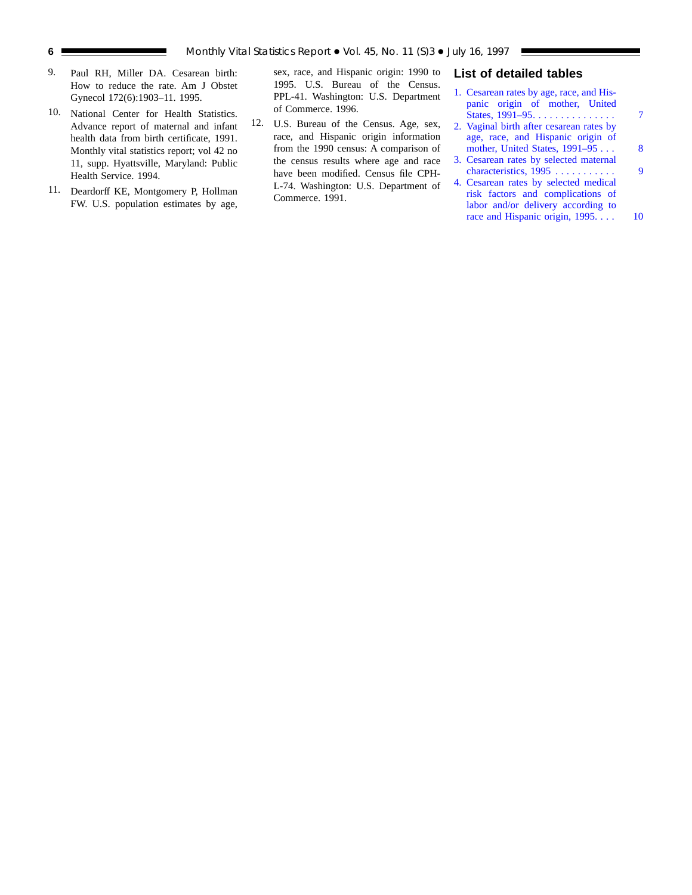9. Paul RH, Miller DA. Cesarean birth: How to reduce the rate. Am J Obstet Gynecol 172(6):1903–11. 1995.

10. National Center for Health Statistics. Advance report of maternal and infant health data from birth certificate, 1991. Monthly vital statistics report; vol 42 no 11, supp. Hyattsville, Maryland: Public Health Service. 1994.

11. Deardorff KE, Montgomery P, Hollman FW. U.S. population estimates by age, sex, race, and Hispanic origin: 1990 to 1995. U.S. Bureau of the Census. PPL-41. Washington: U.S. Department of Commerce. 1996.

12. U.S. Bureau of the Census. Age, sex, race, and Hispanic origin information from the 1990 census: A comparison of the census results where age and race have been modified. Census file CPH-L-74. Washington: U.S. Department of Commerce. 1991.

## List of detailed tables

1. Cesarean rates by age, race, and Hispanic origin of mother, United States, 1991–95. . . . . . . . . . . . . . . 7
2. Vaginal birth after cesarean rates by age, race, and Hispanic origin of mother, United States, 1991–95 . . . 8
3. Cesarean rates by selected maternal characteristics, 1995 . . . . . . . . . . . 9
4. Cesarean rates by selected medical risk factors and complications of labor and/or delivery according to race and Hispanic origin, 1995. . . . 10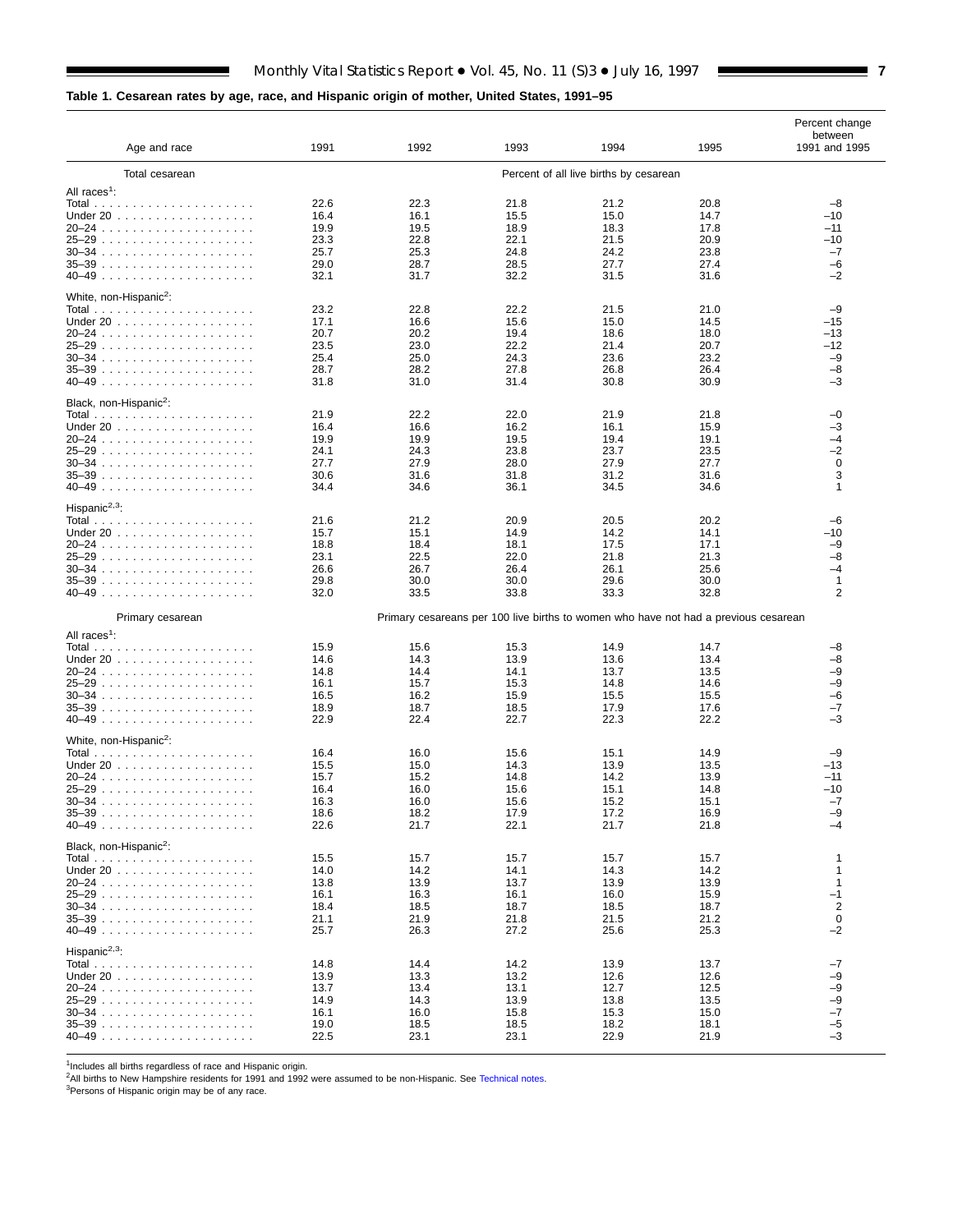**Table 1. Cesarean rates by age, race, and Hispanic origin of mother, United States, 1991–95**

| Age and race | 1991 | 1992 | 1993 | 1994 | 1995 | Percent change between 1991 and 1995 |
|---|---|---|---|---|---|---|
| **Total cesarean** | | | Percent of all live births by cesarean | | | |
| All races[1]: | | | | | | |
| Total | 22.6 | 22.3 | 21.8 | 21.2 | 20.8 | –8 |
| Under 20 | 16.4 | 16.1 | 15.5 | 15.0 | 14.7 | –10 |
| 20–24 | 19.9 | 19.5 | 18.9 | 18.3 | 17.8 | –11 |
| 25–29 | 23.3 | 22.8 | 22.1 | 21.5 | 20.9 | –10 |
| 30–34 | 25.7 | 25.3 | 24.8 | 24.2 | 23.8 | –7 |
| 35–39 | 29.0 | 28.7 | 28.5 | 27.7 | 27.4 | –6 |
| 40–49 | 32.1 | 31.7 | 32.2 | 31.5 | 31.6 | –2 |
| White, non-Hispanic[2]: | | | | | | |
| Total | 23.2 | 22.8 | 22.2 | 21.5 | 21.0 | –9 |
| Under 20 | 17.1 | 16.6 | 15.6 | 15.0 | 14.5 | –15 |
| 20–24 | 20.7 | 20.2 | 19.4 | 18.6 | 18.0 | –13 |
| 25–29 | 23.5 | 23.0 | 22.2 | 21.4 | 20.7 | –12 |
| 30–34 | 25.4 | 25.0 | 24.3 | 23.6 | 23.2 | –9 |
| 35–39 | 28.7 | 28.2 | 27.8 | 26.8 | 26.4 | –8 |
| 40–49 | 31.8 | 31.0 | 31.4 | 30.8 | 30.9 | –3 |
| Black, non-Hispanic[2]: | | | | | | |
| Total | 21.9 | 22.2 | 22.0 | 21.9 | 21.8 | –0 |
| Under 20 | 16.4 | 16.6 | 16.2 | 16.1 | 15.9 | –3 |
| 20–24 | 19.9 | 19.9 | 19.5 | 19.4 | 19.1 | –4 |
| 25–29 | 24.1 | 24.3 | 23.8 | 23.7 | 23.5 | –2 |
| 30–34 | 27.7 | 27.9 | 28.0 | 27.9 | 27.7 | 0 |
| 35–39 | 30.6 | 31.6 | 31.8 | 31.2 | 31.6 | 3 |
| 40–49 | 34.4 | 34.6 | 36.1 | 34.5 | 34.6 | 1 |
| Hispanic[2,3]: | | | | | | |
| Total | 21.6 | 21.2 | 20.9 | 20.5 | 20.2 | –6 |
| Under 20 | 15.7 | 15.1 | 14.9 | 14.2 | 14.1 | –10 |
| 20–24 | 18.8 | 18.4 | 18.1 | 17.5 | 17.1 | –9 |
| 25–29 | 23.1 | 22.5 | 22.0 | 21.8 | 21.3 | –8 |
| 30–34 | 26.6 | 26.7 | 26.4 | 26.1 | 25.6 | –4 |
| 35–39 | 29.8 | 30.0 | 30.0 | 29.6 | 30.0 | 1 |
| 40–49 | 32.0 | 33.5 | 33.8 | 33.3 | 32.8 | 2 |
| **Primary cesarean** | | | Primary cesareans per 100 live births to women who have not had a previous cesarean | | | |
| All races[1]: | | | | | | |
| Total | 15.9 | 15.6 | 15.3 | 14.9 | 14.7 | –8 |
| Under 20 | 14.6 | 14.3 | 13.9 | 13.6 | 13.4 | –8 |
| 20–24 | 14.8 | 14.4 | 14.1 | 13.7 | 13.5 | –9 |
| 25–29 | 16.1 | 15.7 | 15.3 | 14.8 | 14.6 | –9 |
| 30–34 | 16.5 | 16.2 | 15.9 | 15.5 | 15.5 | –6 |
| 35–39 | 18.9 | 18.7 | 18.5 | 17.9 | 17.6 | –7 |
| 40–49 | 22.9 | 22.4 | 22.7 | 22.3 | 22.2 | –3 |
| White, non-Hispanic[2]: | | | | | | |
| Total | 16.4 | 16.0 | 15.6 | 15.1 | 14.9 | –9 |
| Under 20 | 15.5 | 15.0 | 14.3 | 13.9 | 13.5 | –13 |
| 20–24 | 15.7 | 15.2 | 14.8 | 14.2 | 13.9 | –11 |
| 25–29 | 16.4 | 16.0 | 15.6 | 15.1 | 14.8 | –10 |
| 30–34 | 16.3 | 16.0 | 15.6 | 15.2 | 15.1 | –7 |
| 35–39 | 18.6 | 18.2 | 17.9 | 17.2 | 16.9 | –9 |
| 40–49 | 22.6 | 21.7 | 22.1 | 21.7 | 21.8 | –4 |
| Black, non-Hispanic[2]: | | | | | | |
| Total | 15.5 | 15.7 | 15.7 | 15.7 | 15.7 | 1 |
| Under 20 | 14.0 | 14.2 | 14.1 | 14.3 | 14.2 | 1 |
| 20–24 | 13.8 | 13.9 | 13.7 | 13.9 | 13.9 | 1 |
| 25–29 | 16.1 | 16.3 | 16.1 | 16.0 | 15.9 | –1 |
| 30–34 | 18.4 | 18.5 | 18.7 | 18.5 | 18.7 | 2 |
| 35–39 | 21.1 | 21.9 | 21.8 | 21.5 | 21.2 | 0 |
| 40–49 | 25.7 | 26.3 | 27.2 | 25.6 | 25.3 | –2 |
| Hispanic[2,3]: | | | | | | |
| Total | 14.8 | 14.4 | 14.2 | 13.9 | 13.7 | –7 |
| Under 20 | 13.9 | 13.3 | 13.2 | 12.6 | 12.6 | –9 |
| 20–24 | 13.7 | 13.4 | 13.1 | 12.7 | 12.5 | –9 |
| 25–29 | 14.9 | 14.3 | 13.9 | 13.8 | 13.5 | –9 |
| 30–34 | 16.1 | 16.0 | 15.8 | 15.3 | 15.0 | –7 |
| 35–39 | 19.0 | 18.5 | 18.5 | 18.2 | 18.1 | –5 |
| 40–49 | 22.5 | 23.1 | 23.1 | 22.9 | 21.9 | –3 |

[1]Includes all births regardless of race and Hispanic origin.
[2]All births to New Hampshire residents for 1991 and 1992 were assumed to be non-Hispanic. See Technical notes.
[3]Persons of Hispanic origin may be of any race.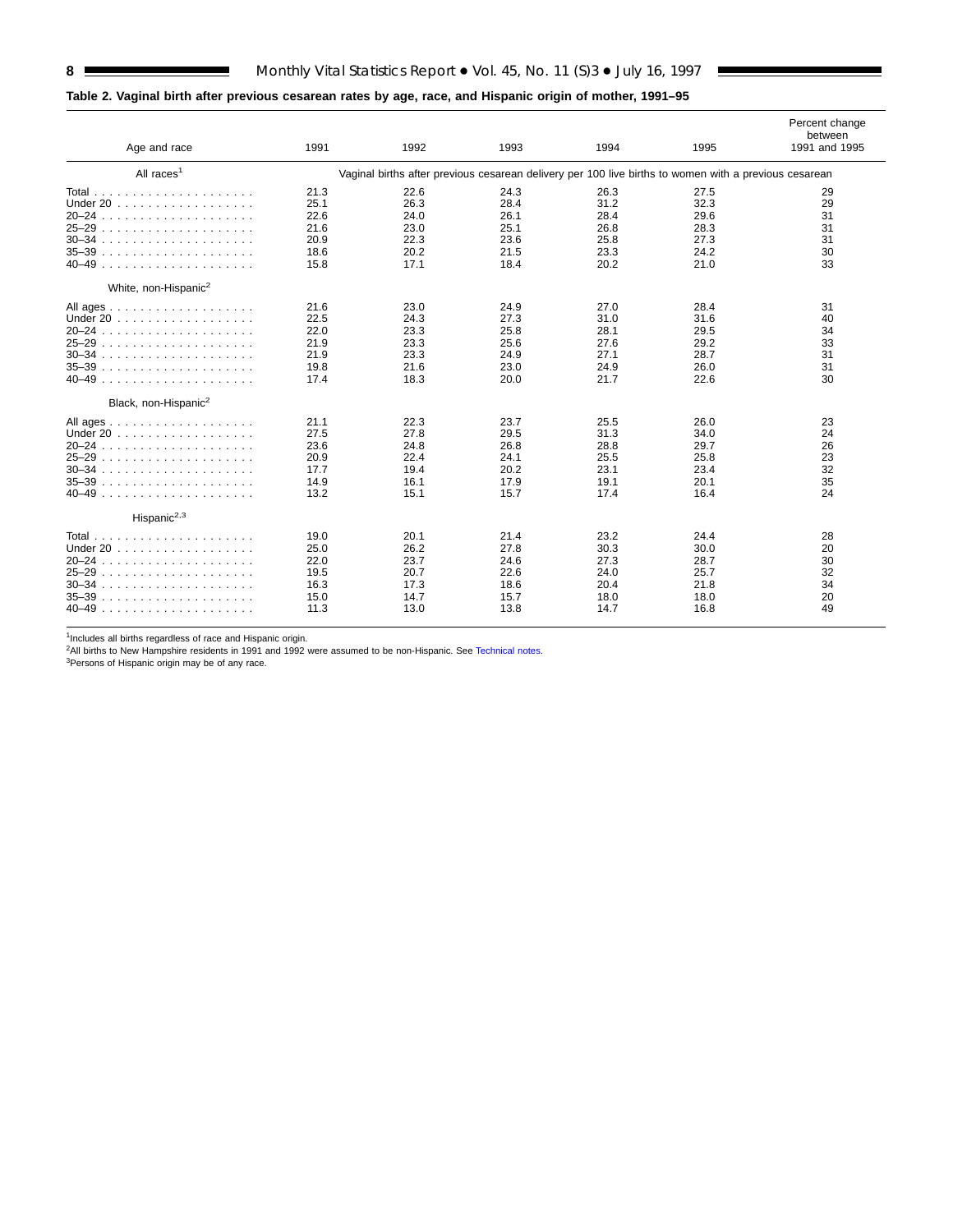**Table 2. Vaginal birth after previous cesarean rates by age, race, and Hispanic origin of mother, 1991–95**

| Age and race | 1991 | 1992 | 1993 | 1994 | 1995 | Percent change between 1991 and 1995 |
|---|---|---|---|---|---|---|
| All races[1] | Vaginal births after previous cesarean delivery per 100 live births to women with a previous cesarean | | | | | |
| Total | 21.3 | 22.6 | 24.3 | 26.3 | 27.5 | 29 |
| Under 20 | 25.1 | 26.3 | 28.4 | 31.2 | 32.3 | 29 |
| 20–24 | 22.6 | 24.0 | 26.1 | 28.4 | 29.6 | 31 |
| 25–29 | 21.6 | 23.0 | 25.1 | 26.8 | 28.3 | 31 |
| 30–34 | 20.9 | 22.3 | 23.6 | 25.8 | 27.3 | 31 |
| 35–39 | 18.6 | 20.2 | 21.5 | 23.3 | 24.2 | 30 |
| 40–49 | 15.8 | 17.1 | 18.4 | 20.2 | 21.0 | 33 |
| White, non-Hispanic[2] | | | | | | |
| All ages | 21.6 | 23.0 | 24.9 | 27.0 | 28.4 | 31 |
| Under 20 | 22.5 | 24.3 | 27.3 | 31.0 | 31.6 | 40 |
| 20–24 | 22.0 | 23.3 | 25.8 | 28.1 | 29.5 | 34 |
| 25–29 | 21.9 | 23.3 | 25.6 | 27.6 | 29.2 | 33 |
| 30–34 | 21.9 | 23.3 | 24.9 | 27.1 | 28.7 | 31 |
| 35–39 | 19.8 | 21.6 | 23.0 | 24.9 | 26.0 | 31 |
| 40–49 | 17.4 | 18.3 | 20.0 | 21.7 | 22.6 | 30 |
| Black, non-Hispanic[2] | | | | | | |
| All ages | 21.1 | 22.3 | 23.7 | 25.5 | 26.0 | 23 |
| Under 20 | 27.5 | 27.8 | 29.5 | 31.3 | 34.0 | 24 |
| 20–24 | 23.6 | 24.8 | 26.8 | 28.8 | 29.7 | 26 |
| 25–29 | 20.9 | 22.4 | 24.1 | 25.5 | 25.8 | 23 |
| 30–34 | 17.7 | 19.4 | 20.2 | 23.1 | 23.4 | 32 |
| 35–39 | 14.9 | 16.1 | 17.9 | 19.1 | 20.1 | 35 |
| 40–49 | 13.2 | 15.1 | 15.7 | 17.4 | 16.4 | 24 |
| Hispanic[2,3] | | | | | | |
| Total | 19.0 | 20.1 | 21.4 | 23.2 | 24.4 | 28 |
| Under 20 | 25.0 | 26.2 | 27.8 | 30.3 | 30.0 | 20 |
| 20–24 | 22.0 | 23.7 | 24.6 | 27.3 | 28.7 | 30 |
| 25–29 | 19.5 | 20.7 | 22.6 | 24.0 | 25.7 | 32 |
| 30–34 | 16.3 | 17.3 | 18.6 | 20.4 | 21.8 | 34 |
| 35–39 | 15.0 | 14.7 | 15.7 | 18.0 | 18.0 | 20 |
| 40–49 | 11.3 | 13.0 | 13.8 | 14.7 | 16.8 | 49 |

[1]Includes all births regardless of race and Hispanic origin.
[2]All births to New Hampshire residents in 1991 and 1992 were assumed to be non-Hispanic. See Technical notes.
[3]Persons of Hispanic origin may be of any race.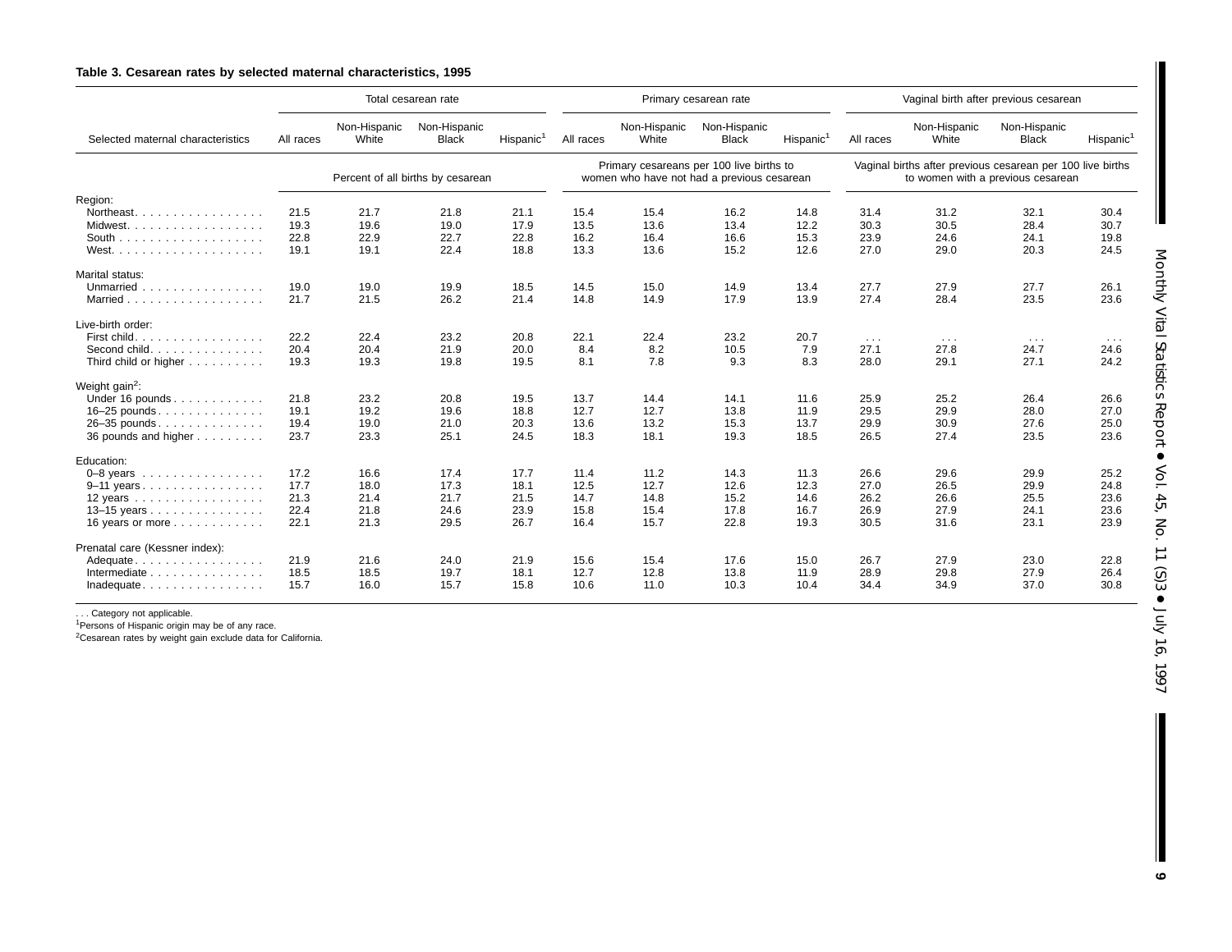**Table 3. Cesarean rates by selected maternal characteristics, 1995**

| Selected maternal characteristics | Total cesarean rate | | | | Primary cesarean rate | | | | Vaginal birth after previous cesarean | | | |
|---|---|---|---|---|---|---|---|---|---|---|---|---|
| | All races | Non-Hispanic White | Non-Hispanic Black | Hispanic[1] | All races | Non-Hispanic White | Non-Hispanic Black | Hispanic[1] | All races | Non-Hispanic White | Non-Hispanic Black | Hispanic[1] |
| | Percent of all births by cesarean | | | | Primary cesareans per 100 live births to women who have not had a previous cesarean | | | | Vaginal births after previous cesarean per 100 live births to women with a previous cesarean | | | |
| **Region:** | | | | | | | | | | | | |
| Northeast | 21.5 | 21.7 | 21.8 | 21.1 | 15.4 | 15.4 | 16.2 | 14.8 | 31.4 | 31.2 | 32.1 | 30.4 |
| Midwest | 19.3 | 19.6 | 19.0 | 17.9 | 13.5 | 13.6 | 13.4 | 12.2 | 30.3 | 30.5 | 28.4 | 30.7 |
| South | 22.8 | 22.9 | 22.7 | 22.8 | 16.2 | 16.4 | 16.6 | 15.3 | 23.9 | 24.6 | 24.1 | 19.8 |
| West | 19.1 | 19.1 | 22.4 | 18.8 | 13.3 | 13.6 | 15.2 | 12.6 | 27.0 | 29.0 | 20.3 | 24.5 |
| **Marital status:** | | | | | | | | | | | | |
| Unmarried | 19.0 | 19.0 | 19.9 | 18.5 | 14.5 | 15.0 | 14.9 | 13.4 | 27.7 | 27.9 | 27.7 | 26.1 |
| Married | 21.7 | 21.5 | 26.2 | 21.4 | 14.8 | 14.9 | 17.9 | 13.9 | 27.4 | 28.4 | 23.5 | 23.6 |
| **Live-birth order:** | | | | | | | | | | | | |
| First child | 22.2 | 22.4 | 23.2 | 20.8 | 22.1 | 22.4 | 23.2 | 20.7 | . . . | . . . | . . . | . . . |
| Second child | 20.4 | 20.4 | 21.9 | 20.0 | 8.4 | 8.2 | 10.5 | 7.9 | 27.1 | 27.8 | 24.7 | 24.6 |
| Third child or higher | 19.3 | 19.3 | 19.8 | 19.5 | 8.1 | 7.8 | 9.3 | 8.3 | 28.0 | 29.1 | 27.1 | 24.2 |
| **Weight gain[2]:** | | | | | | | | | | | | |
| Under 16 pounds | 21.8 | 23.2 | 20.8 | 19.5 | 13.7 | 14.4 | 14.1 | 11.6 | 25.9 | 25.2 | 26.4 | 26.6 |
| 16–25 pounds | 19.1 | 19.2 | 19.6 | 18.8 | 12.7 | 12.7 | 13.8 | 11.9 | 29.5 | 29.9 | 28.0 | 27.0 |
| 26–35 pounds | 19.4 | 19.0 | 21.0 | 20.3 | 13.6 | 13.2 | 15.3 | 13.7 | 29.9 | 30.9 | 27.6 | 25.0 |
| 36 pounds and higher | 23.7 | 23.3 | 25.1 | 24.5 | 18.3 | 18.1 | 19.3 | 18.5 | 26.5 | 27.4 | 23.5 | 23.6 |
| **Education:** | | | | | | | | | | | | |
| 0–8 years | 17.2 | 16.6 | 17.4 | 17.7 | 11.4 | 11.2 | 14.3 | 11.3 | 26.6 | 29.6 | 29.9 | 25.2 |
| 9–11 years | 17.7 | 18.0 | 17.3 | 18.1 | 12.5 | 12.7 | 12.6 | 12.3 | 27.0 | 26.5 | 29.9 | 24.8 |
| 12 years | 21.3 | 21.4 | 21.7 | 21.5 | 14.7 | 14.8 | 15.2 | 14.6 | 26.2 | 26.6 | 25.5 | 23.6 |
| 13–15 years | 22.4 | 21.8 | 24.6 | 23.9 | 15.8 | 15.4 | 17.8 | 16.7 | 26.9 | 27.9 | 24.1 | 23.6 |
| 16 years or more | 22.1 | 21.3 | 29.5 | 26.7 | 16.4 | 15.7 | 22.8 | 19.3 | 30.5 | 31.6 | 23.1 | 23.9 |
| **Prenatal care (Kessner index):** | | | | | | | | | | | | |
| Adequate | 21.9 | 21.6 | 24.0 | 21.9 | 15.6 | 15.4 | 17.6 | 15.0 | 26.7 | 27.9 | 23.0 | 22.8 |
| Intermediate | 18.5 | 18.5 | 19.7 | 18.1 | 12.7 | 12.8 | 13.8 | 11.9 | 28.9 | 29.8 | 27.9 | 26.4 |
| Inadequate | 15.7 | 16.0 | 15.7 | 15.8 | 10.6 | 11.0 | 10.3 | 10.4 | 34.4 | 34.9 | 37.0 | 30.8 |

. . . Category not applicable.
[1]Persons of Hispanic origin may be of any race.
[2]Cesarean rates by weight gain exclude data for California.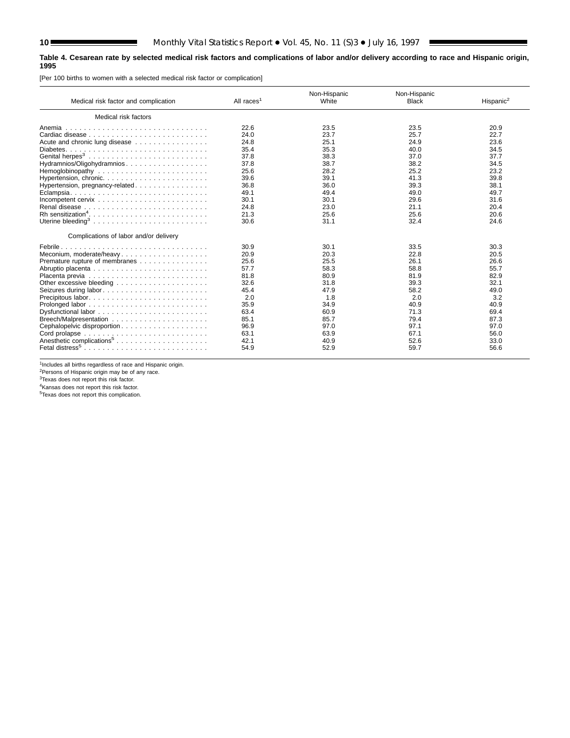**Table 4. Cesarean rate by selected medical risk factors and complications of labor and/or delivery according to race and Hispanic origin, 1995**

[Per 100 births to women with a selected medical risk factor or complication]

| Medical risk factor and complication | All races[1] | Non-Hispanic White | Non-Hispanic Black | Hispanic[2] |
|---|---|---|---|---|
| Medical risk factors | | | | |
| Anemia | 22.6 | 23.5 | 23.5 | 20.9 |
| Cardiac disease | 24.0 | 23.7 | 25.7 | 22.7 |
| Acute and chronic lung disease | 24.8 | 25.1 | 24.9 | 23.6 |
| Diabetes | 35.4 | 35.3 | 40.0 | 34.5 |
| Genital herpes[3] | 37.8 | 38.3 | 37.0 | 37.7 |
| Hydramnios/Oligohydramnios | 37.8 | 38.7 | 38.2 | 34.5 |
| Hemoglobinopathy | 25.6 | 28.2 | 25.2 | 23.2 |
| Hypertension, chronic | 39.6 | 39.1 | 41.3 | 39.8 |
| Hypertension, pregnancy-related | 36.8 | 36.0 | 39.3 | 38.1 |
| Eclampsia | 49.1 | 49.4 | 49.0 | 49.7 |
| Incompetent cervix | 30.1 | 30.1 | 29.6 | 31.6 |
| Renal disease | 24.8 | 23.0 | 21.1 | 20.4 |
| Rh sensitization[4] | 21.3 | 25.6 | 25.6 | 20.6 |
| Uterine bleeding[3] | 30.6 | 31.1 | 32.4 | 24.6 |
| Complications of labor and/or delivery | | | | |
| Febrile | 30.9 | 30.1 | 33.5 | 30.3 |
| Meconium, moderate/heavy | 20.9 | 20.3 | 22.8 | 20.5 |
| Premature rupture of membranes | 25.6 | 25.5 | 26.1 | 26.6 |
| Abruptio placenta | 57.7 | 58.3 | 58.8 | 55.7 |
| Placenta previa | 81.8 | 80.9 | 81.9 | 82.9 |
| Other excessive bleeding | 32.6 | 31.8 | 39.3 | 32.1 |
| Seizures during labor | 45.4 | 47.9 | 58.2 | 49.0 |
| Precipitous labor | 2.0 | 1.8 | 2.0 | 3.2 |
| Prolonged labor | 35.9 | 34.9 | 40.9 | 40.9 |
| Dysfunctional labor | 63.4 | 60.9 | 71.3 | 69.4 |
| Breech/Malpresentation | 85.1 | 85.7 | 79.4 | 87.3 |
| Cephalopelvic disproportion | 96.9 | 97.0 | 97.1 | 97.0 |
| Cord prolapse | 63.1 | 63.9 | 67.1 | 56.0 |
| Anesthetic complications[5] | 42.1 | 40.9 | 52.6 | 33.0 |
| Fetal distress[5] | 54.9 | 52.9 | 59.7 | 56.6 |

[1]Includes all births regardless of race and Hispanic origin.
[2]Persons of Hispanic origin may be of any race.
[3]Texas does not report this risk factor.
[4]Kansas does not report this risk factor.
[5]Texas does not report this complication.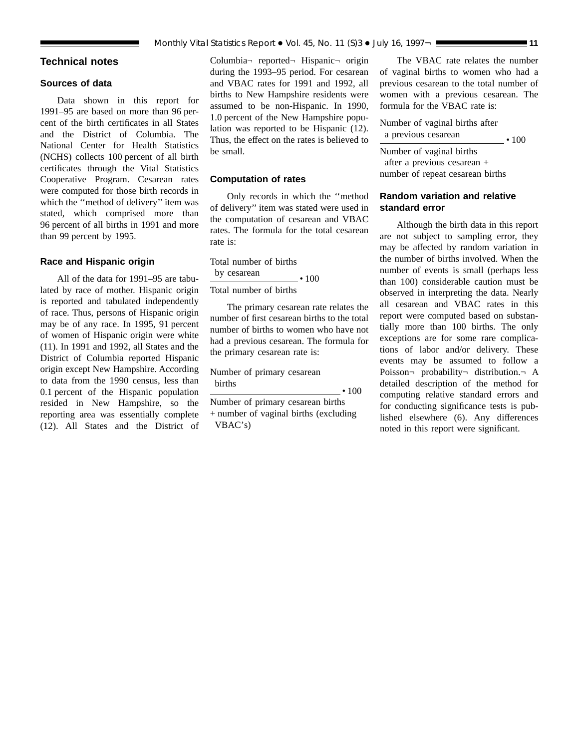## Technical notes

### Sources of data

Data shown in this report for 1991–95 are based on more than 96 percent of the birth certificates in all States and the District of Columbia. The National Center for Health Statistics (NCHS) collects 100 percent of all birth certificates through the Vital Statistics Cooperative Program. Cesarean rates were computed for those birth records in which the ''method of delivery'' item was stated, which comprised more than 96 percent of all births in 1991 and more than 99 percent by 1995.

### Race and Hispanic origin

All of the data for 1991–95 are tabulated by race of mother. Hispanic origin is reported and tabulated independently of race. Thus, persons of Hispanic origin may be of any race. In 1995, 91 percent of women of Hispanic origin were white (11). In 1991 and 1992, all States and the District of Columbia reported Hispanic origin except New Hampshire. According to data from the 1990 census, less than 0.1 percent of the Hispanic population resided in New Hampshire, so the reporting area was essentially complete (12). All States and the District of Columbia reported Hispanic origin during the 1993–95 period. For cesarean and VBAC rates for 1991 and 1992, all births to New Hampshire residents were assumed to be non-Hispanic. In 1990, 1.0 percent of the New Hampshire population was reported to be Hispanic (12). Thus, the effect on the rates is believed to be small.

### Computation of rates

Only records in which the ''method of delivery'' item was stated were used in the computation of cesarean and VBAC rates. The formula for the total cesarean rate is:

$$\frac{\text{Total number of births by cesarean}}{\text{Total number of births}} \cdot 100$$

The primary cesarean rate relates the number of first cesarean births to the total number of births to women who have not had a previous cesarean. The formula for the primary cesarean rate is:

$$\frac{\text{Number of primary cesarean births}}{\text{Number of primary cesarean births} + \text{number of vaginal births (excluding VBAC's)}} \cdot 100$$

The VBAC rate relates the number of vaginal births to women who had a previous cesarean to the total number of women with a previous cesarean. The formula for the VBAC rate is:

$$\frac{\text{Number of vaginal births after a previous cesarean}}{\text{Number of vaginal births after a previous cesarean} + \text{number of repeat cesarean births}} \cdot 100$$

### Random variation and relative standard error

Although the birth data in this report are not subject to sampling error, they may be affected by random variation in the number of births involved. When the number of events is small (perhaps less than 100) considerable caution must be observed in interpreting the data. Nearly all cesarean and VBAC rates in this report were computed based on substantially more than 100 births. The only exceptions are for some rare complications of labor and/or delivery. These events may be assumed to follow a Poisson probability distribution. A detailed description of the method for computing relative standard errors and for conducting significance tests is published elsewhere (6). Any differences noted in this report were significant.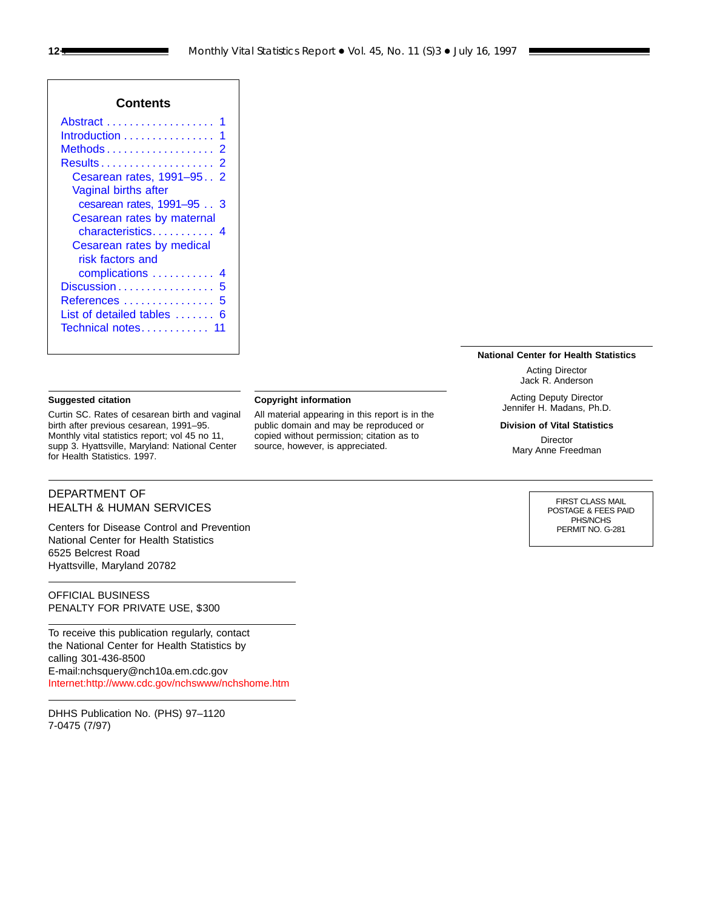## Contents

- Abstract . . . . . . . . . . . . . . . . . . . 1
- Introduction . . . . . . . . . . . . . . . . 1
- Methods . . . . . . . . . . . . . . . . . . . 2
- Results . . . . . . . . . . . . . . . . . . . . 2
  - Cesarean rates, 1991–95 . . 2
  - Vaginal births after cesarean rates, 1991–95 . . 3
  - Cesarean rates by maternal characteristics . . . . . . . . . . . 4
  - Cesarean rates by medical risk factors and complications . . . . . . . . . . . 4
- Discussion . . . . . . . . . . . . . . . . . 5
- References . . . . . . . . . . . . . . . . 5
- List of detailed tables . . . . . . . 6
- Technical notes . . . . . . . . . . . . 11

**Suggested citation**

Curtin SC. Rates of cesarean birth and vaginal birth after previous cesarean, 1991–95. Monthly vital statistics report; vol 45 no 11, supp 3. Hyattsville, Maryland: National Center for Health Statistics. 1997.

**Copyright information**

All material appearing in this report is in the public domain and may be reproduced or copied without permission; citation as to source, however, is appreciated.

**National Center for Health Statistics**

Acting Director
Jack R. Anderson

Acting Deputy Director
Jennifer H. Madans, Ph.D.

**Division of Vital Statistics**

Director
Mary Anne Freedman

DEPARTMENT OF
HEALTH & HUMAN SERVICES

Centers for Disease Control and Prevention
National Center for Health Statistics
6525 Belcrest Road
Hyattsville, Maryland 20782

OFFICIAL BUSINESS
PENALTY FOR PRIVATE USE, $300

To receive this publication regularly, contact the National Center for Health Statistics by calling 301-436-8500
E-mail:nchsquery@nch10a.em.cdc.gov
Internet:http://www.cdc.gov/nchswww/nchshome.htm

DHHS Publication No. (PHS) 97–1120
7-0475 (7/97)

FIRST CLASS MAIL
POSTAGE & FEES PAID
PHS/NCHS
PERMIT NO. G-281